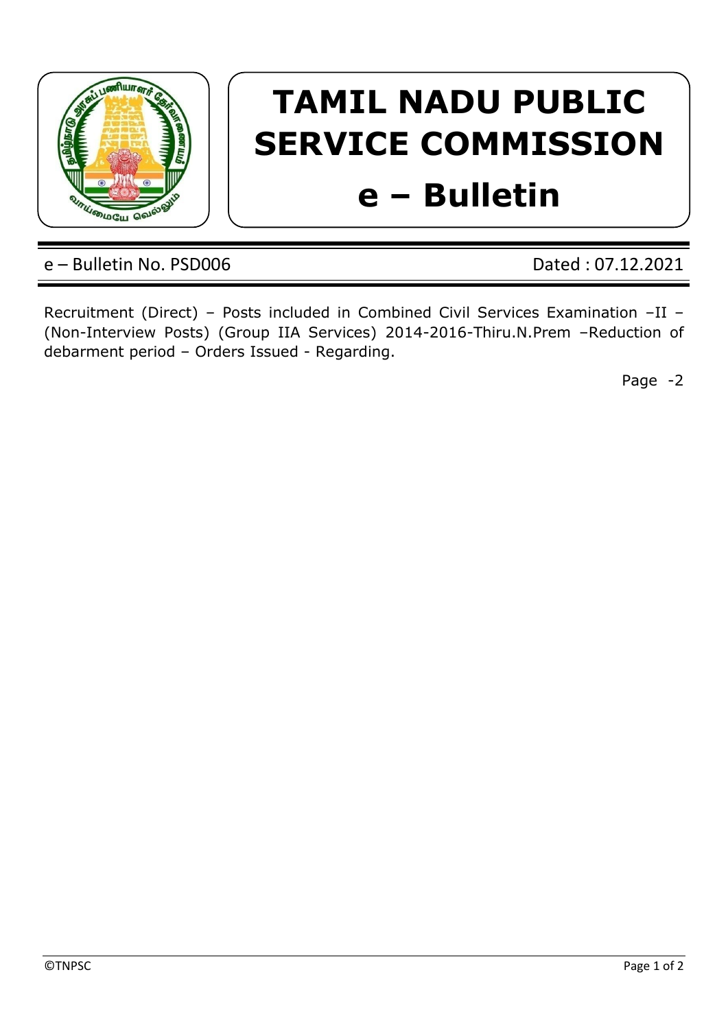# TAMIL NADU PUBLIC SERVICE COMMISSION

# e – Bulletin

e – Bulletin No. PSD006 | Dated : 07.12.2021

Recruitment (Direct) – Posts included in Combined Civil Services Examination –II – (Non-Interview Posts) (Group IIA Services) 2014-2016-Thiru.N.Prem –Reduction of debarment period – Orders Issued - Regarding.

Page -2

©TNPSC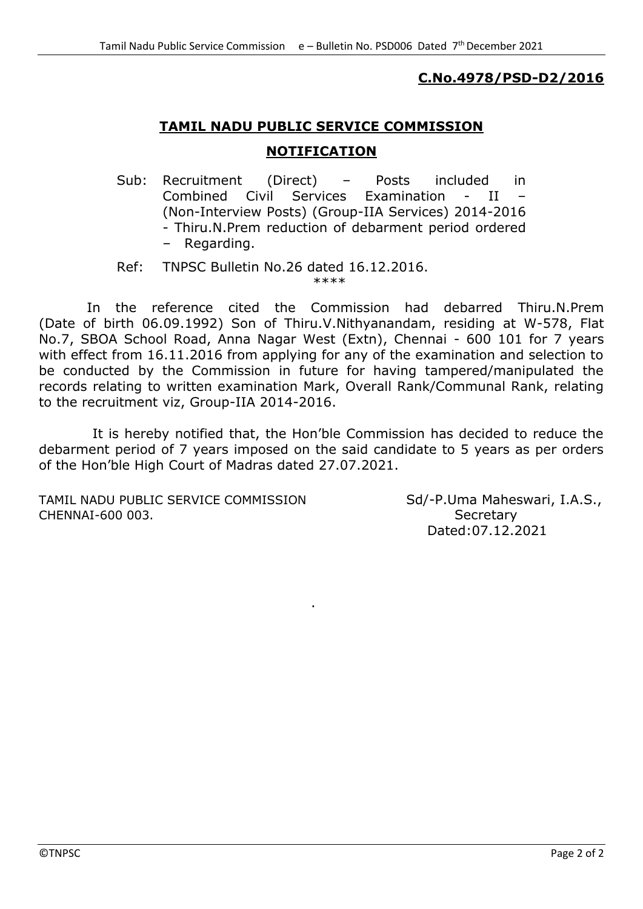**C.No.4978/PSD-D2/2016**

## TAMIL NADU PUBLIC SERVICE COMMISSION

## NOTIFICATION

Sub: Recruitment (Direct) – Posts included in Combined Civil Services Examination - II – (Non-Interview Posts) (Group-IIA Services) 2014-2016 - Thiru.N.Prem reduction of debarment period ordered – Regarding.

Ref: TNPSC Bulletin No.26 dated 16.12.2016.

****

In the reference cited the Commission had debarred Thiru.N.Prem (Date of birth 06.09.1992) Son of Thiru.V.Nithyanandam, residing at W-578, Flat No.7, SBOA School Road, Anna Nagar West (Extn), Chennai - 600 101 for 7 years with effect from 16.11.2016 from applying for any of the examination and selection to be conducted by the Commission in future for having tampered/manipulated the records relating to written examination Mark, Overall Rank/Communal Rank, relating to the recruitment viz, Group-IIA 2014-2016.

It is hereby notified that, the Hon'ble Commission has decided to reduce the debarment period of 7 years imposed on the said candidate to 5 years as per orders of the Hon'ble High Court of Madras dated 27.07.2021.

TAMIL NADU PUBLIC SERVICE COMMISSION
CHENNAI-600 003.

Sd/-P.Uma Maheswari, I.A.S.,
Secretary
Dated:07.12.2021